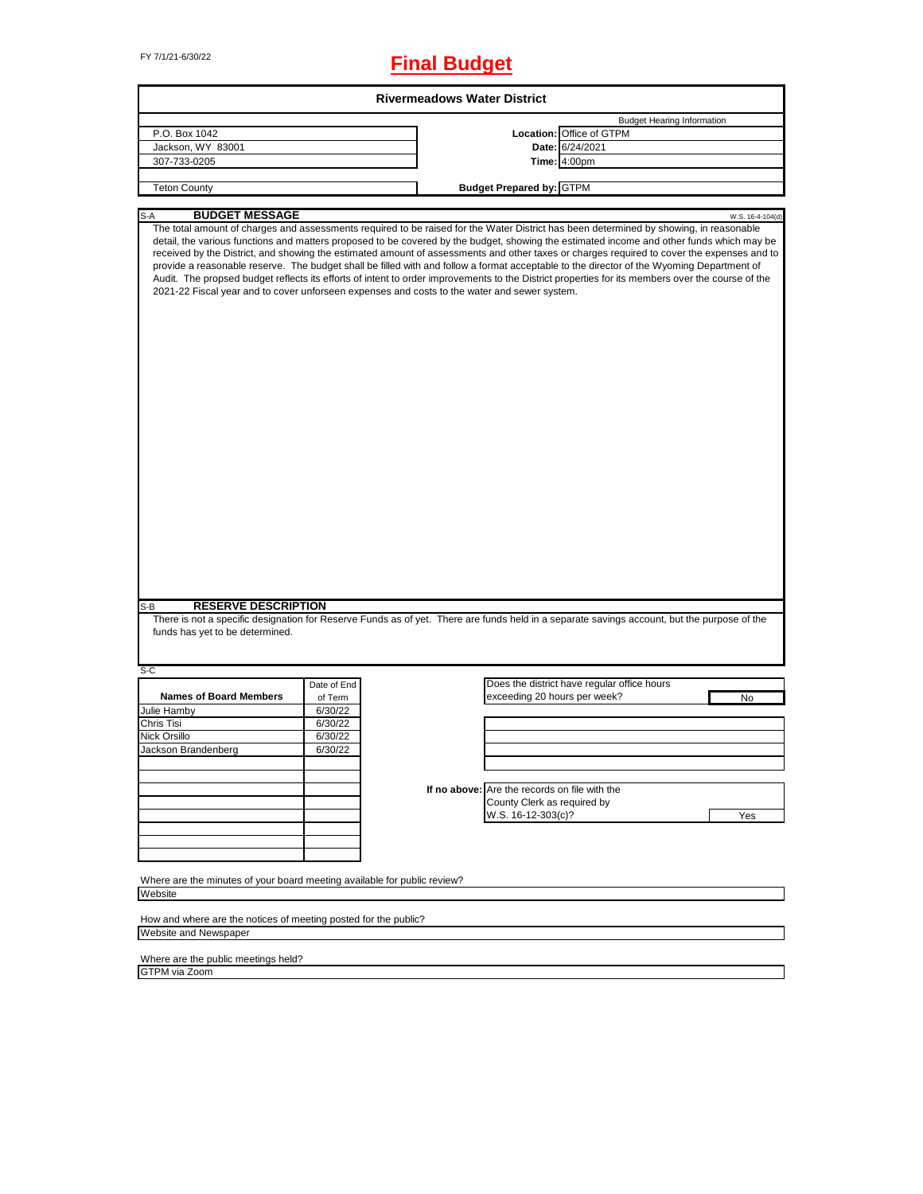FY 7/1/21-6/30/22

# Final Budget

## Rivermeadows Water District

| | | |
|---|---|---|
| P.O. Box 1042 | | Budget Hearing Information |
| Jackson, WY 83001 | **Location:** | Office of GTPM |
| 307-733-0205 | **Date:** | 6/24/2021 |
| | **Time:** | 4:00pm |
| Teton County | **Budget Prepared by:** | GTPM |

S-A **BUDGET MESSAGE** W.S. 16-4-104(d)

The total amount of charges and assessments required to be raised for the Water District has been determined by showing, in reasonable detail, the various functions and matters proposed to be covered by the budget, showing the estimated income and other funds which may be received by the District, and showing the estimated amount of assessments and other taxes or charges required to cover the expenses and to provide a reasonable reserve. The budget shall be filled with and follow a format acceptable to the director of the Wyoming Department of Audit. The propsed budget reflects its efforts of intent to order improvements to the District properties for its members over the course of the 2021-22 Fiscal year and to cover unforseen expenses and costs to the water and sewer system.

S-B **RESERVE DESCRIPTION**

There is not a specific designation for Reserve Funds as of yet. There are funds held in a separate savings account, but the purpose of the funds has yet to be determined.

S-C

| Names of Board Members | Date of End of Term |
|---|---|
| Julie Hamby | 6/30/22 |
| Chris Tisi | 6/30/22 |
| Nick Orsillo | 6/30/22 |
| Jackson Brandenberg | 6/30/22 |

Does the district have regular office hours exceeding 20 hours per week? **No**

**If no above:** Are the records on file with the County Clerk as required by W.S. 16-12-303(c)? **Yes**

Where are the minutes of your board meeting available for public review?

Website

How and where are the notices of meeting posted for the public?

Website and Newspaper

Where are the public meetings held?

GTPM via Zoom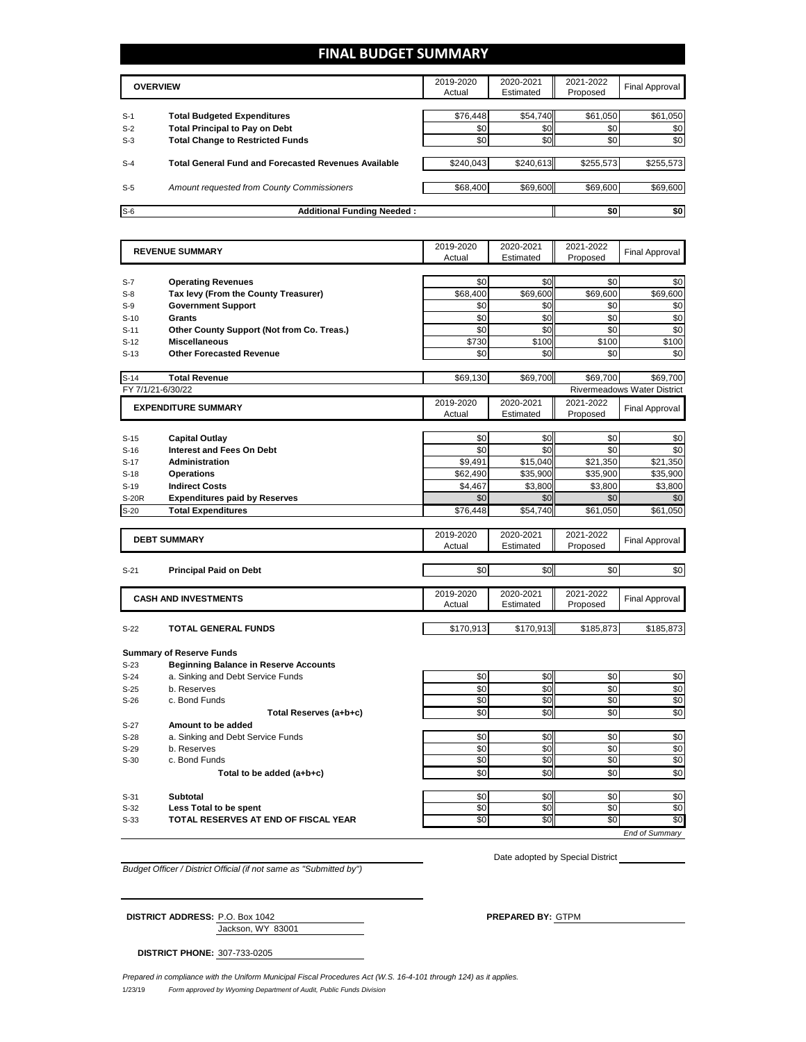# FINAL BUDGET SUMMARY

| | OVERVIEW | 2019-2020 Actual | 2020-2021 Estimated | 2021-2022 Proposed | Final Approval |
|---|---|---|---|---|---|
| S-1 | **Total Budgeted Expenditures** | $76,448 | $54,740 | $61,050 | $61,050 |
| S-2 | **Total Principal to Pay on Debt** | $0 | $0 | $0 | $0 |
| S-3 | **Total Change to Restricted Funds** | $0 | $0 | $0 | $0 |
| S-4 | **Total General Fund and Forecasted Revenues Available** | $240,043 | $240,613 | $255,573 | $255,573 |
| S-5 | *Amount requested from County Commissioners* | $68,400 | $69,600 | $69,600 | $69,600 |
| S-6 | **Additional Funding Needed :** | | | $0 | $0 |

| | REVENUE SUMMARY | 2019-2020 Actual | 2020-2021 Estimated | 2021-2022 Proposed | Final Approval |
|---|---|---|---|---|---|
| S-7 | **Operating Revenues** | $0 | $0 | $0 | $0 |
| S-8 | **Tax levy (From the County Treasurer)** | $68,400 | $69,600 | $69,600 | $69,600 |
| S-9 | **Government Support** | $0 | $0 | $0 | $0 |
| S-10 | **Grants** | $0 | $0 | $0 | $0 |
| S-11 | **Other County Support (Not from Co. Treas.)** | $0 | $0 | $0 | $0 |
| S-12 | **Miscellaneous** | $730 | $100 | $100 | $100 |
| S-13 | **Other Forecasted Revenue** | $0 | $0 | $0 | $0 |
| S-14 | **Total Revenue** | $69,130 | $69,700 | $69,700 | $69,700 |

FY 7/1/21-6/30/22 — Rivermeadows Water District

| | EXPENDITURE SUMMARY | 2019-2020 Actual | 2020-2021 Estimated | 2021-2022 Proposed | Final Approval |
|---|---|---|---|---|---|
| S-15 | **Capital Outlay** | $0 | $0 | $0 | $0 |
| S-16 | **Interest and Fees On Debt** | $0 | $0 | $0 | $0 |
| S-17 | **Administration** | $9,491 | $15,040 | $21,350 | $21,350 |
| S-18 | **Operations** | $62,490 | $35,900 | $35,900 | $35,900 |
| S-19 | **Indirect Costs** | $4,467 | $3,800 | $3,800 | $3,800 |
| S-20R | **Expenditures paid by Reserves** | $0 | $0 | $0 | $0 |
| S-20 | **Total Expenditures** | $76,448 | $54,740 | $61,050 | $61,050 |

| | DEBT SUMMARY | 2019-2020 Actual | 2020-2021 Estimated | 2021-2022 Proposed | Final Approval |
|---|---|---|---|---|---|
| S-21 | **Principal Paid on Debt** | $0 | $0 | $0 | $0 |

| | CASH AND INVESTMENTS | 2019-2020 Actual | 2020-2021 Estimated | 2021-2022 Proposed | Final Approval |
|---|---|---|---|---|---|
| S-22 | **TOTAL GENERAL FUNDS** | $170,913 | $170,913 | $185,873 | $185,873 |

**Summary of Reserve Funds**

| | | 2019-2020 Actual | 2020-2021 Estimated | 2021-2022 Proposed | Final Approval |
|---|---|---|---|---|---|
| S-23 | **Beginning Balance in Reserve Accounts** | | | | |
| S-24 | a. Sinking and Debt Service Funds | $0 | $0 | $0 | $0 |
| S-25 | b. Reserves | $0 | $0 | $0 | $0 |
| S-26 | c. Bond Funds | $0 | $0 | $0 | $0 |
| | **Total Reserves (a+b+c)** | $0 | $0 | $0 | $0 |
| S-27 | **Amount to be added** | | | | |
| S-28 | a. Sinking and Debt Service Funds | $0 | $0 | $0 | $0 |
| S-29 | b. Reserves | $0 | $0 | $0 | $0 |
| S-30 | c. Bond Funds | $0 | $0 | $0 | $0 |
| | **Total to be added (a+b+c)** | $0 | $0 | $0 | $0 |
| S-31 | **Subtotal** | $0 | $0 | $0 | $0 |
| S-32 | **Less Total to be spent** | $0 | $0 | $0 | $0 |
| S-33 | **TOTAL RESERVES AT END OF FISCAL YEAR** | $0 | $0 | $0 | $0 |

*End of Summary*

*Budget Officer / District Official (if not same as "Submitted by")*

Date adopted by Special District

**DISTRICT ADDRESS:** P.O. Box 1042
Jackson, WY 83001

**PREPARED BY:** GTPM

**DISTRICT PHONE:** 307-733-0205

*Prepared in compliance with the Uniform Municipal Fiscal Procedures Act (W.S. 16-4-101 through 124) as it applies.*

1/23/19 *Form approved by Wyoming Department of Audit, Public Funds Division*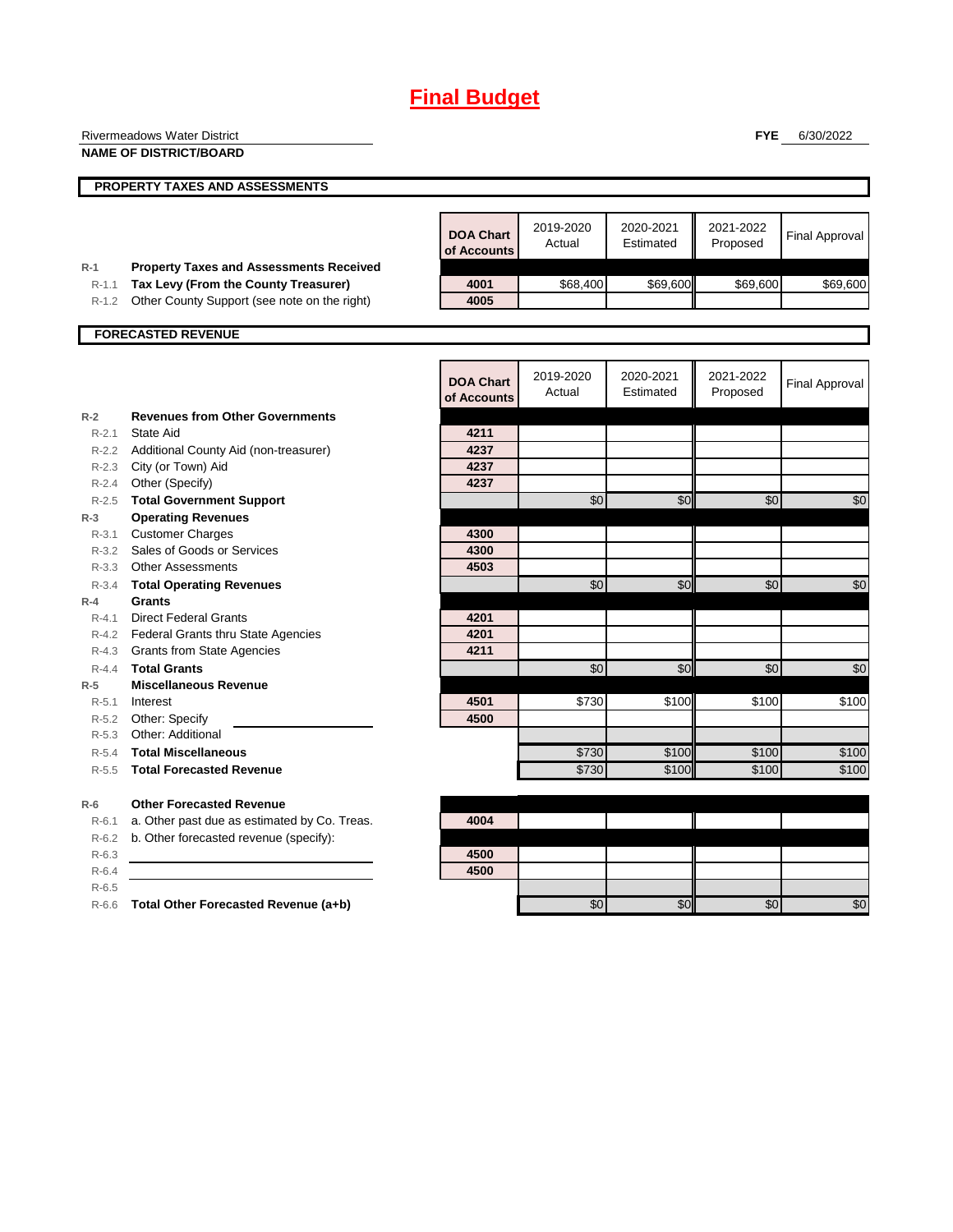# Final Budget

Rivermeadows Water District

**NAME OF DISTRICT/BOARD**

**FYE** 6/30/2022

## PROPERTY TAXES AND ASSESSMENTS

| | | DOA Chart of Accounts | 2019-2020 Actual | 2020-2021 Estimated | 2021-2022 Proposed | Final Approval |
|---|---|---|---|---|---|---|
| R-1 | **Property Taxes and Assessments Received** | | | | | |
| R-1.1 | **Tax Levy (From the County Treasurer)** | 4001 | $68,400 | $69,600 | $69,600 | $69,600 |
| R-1.2 | Other County Support (see note on the right) | 4005 | | | | |

## FORECASTED REVENUE

| | | DOA Chart of Accounts | 2019-2020 Actual | 2020-2021 Estimated | 2021-2022 Proposed | Final Approval |
|---|---|---|---|---|---|---|
| R-2 | **Revenues from Other Governments** | | | | | |
| R-2.1 | State Aid | 4211 | | | | |
| R-2.2 | Additional County Aid (non-treasurer) | 4237 | | | | |
| R-2.3 | City (or Town) Aid | 4237 | | | | |
| R-2.4 | Other (Specify) | 4237 | | | | |
| R-2.5 | **Total Government Support** | | $0 | $0 | $0 | $0 |
| R-3 | **Operating Revenues** | | | | | |
| R-3.1 | Customer Charges | 4300 | | | | |
| R-3.2 | Sales of Goods or Services | 4300 | | | | |
| R-3.3 | Other Assessments | 4503 | | | | |
| R-3.4 | **Total Operating Revenues** | | $0 | $0 | $0 | $0 |
| R-4 | **Grants** | | | | | |
| R-4.1 | Direct Federal Grants | 4201 | | | | |
| R-4.2 | Federal Grants thru State Agencies | 4201 | | | | |
| R-4.3 | Grants from State Agencies | 4211 | | | | |
| R-4.4 | **Total Grants** | | $0 | $0 | $0 | $0 |
| R-5 | **Miscellaneous Revenue** | | | | | |
| R-5.1 | Interest | 4501 | $730 | $100 | $100 | $100 |
| R-5.2 | Other: Specify | 4500 | | | | |
| R-5.3 | Other: Additional | | | | | |
| R-5.4 | **Total Miscellaneous** | | $730 | $100 | $100 | $100 |
| R-5.5 | **Total Forecasted Revenue** | | $730 | $100 | $100 | $100 |
| R-6 | **Other Forecasted Revenue** | | | | | |
| R-6.1 | a. Other past due as estimated by Co. Treas. | 4004 | | | | |
| R-6.2 | b. Other forecasted revenue (specify): | | | | | |
| R-6.3 | | 4500 | | | | |
| R-6.4 | | 4500 | | | | |
| R-6.5 | | | | | | |
| R-6.6 | **Total Other Forecasted Revenue (a+b)** | | $0 | $0 | $0 | $0 |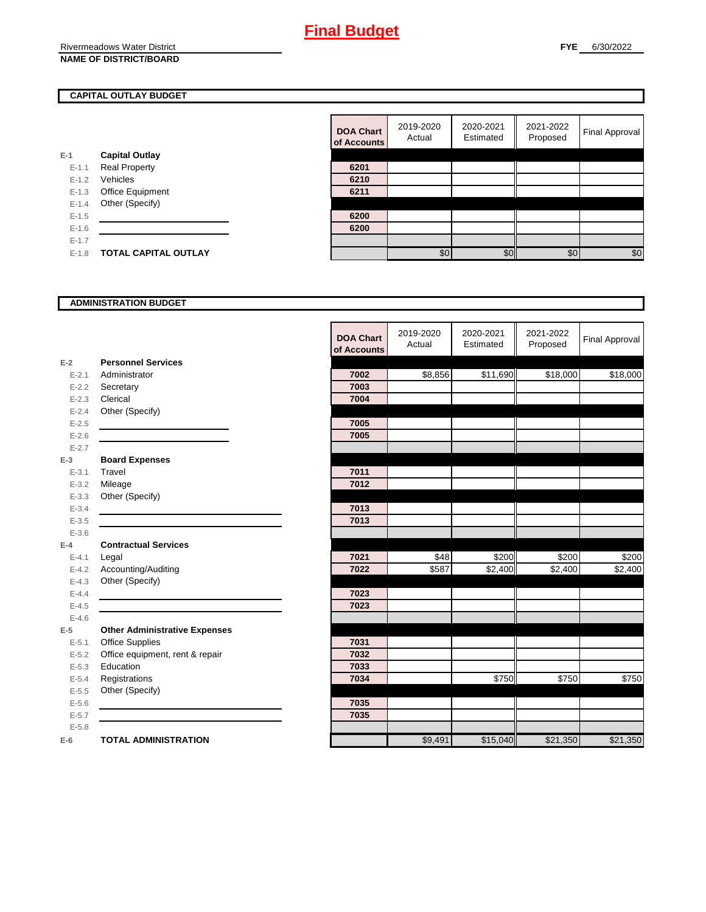# Final Budget

Rivermeadows Water District
**NAME OF DISTRICT/BOARD**

**FYE** 6/30/2022

## CAPITAL OUTLAY BUDGET

| | | DOA Chart of Accounts | 2019-2020 Actual | 2020-2021 Estimated | 2021-2022 Proposed | Final Approval |
|---|---|---|---|---|---|---|
| E-1 | **Capital Outlay** | | | | | |
| E-1.1 | Real Property | 6201 | | | | |
| E-1.2 | Vehicles | 6210 | | | | |
| E-1.3 | Office Equipment | 6211 | | | | |
| E-1.4 | Other (Specify) | | | | | |
| E-1.5 | | 6200 | | | | |
| E-1.6 | | 6200 | | | | |
| E-1.7 | | | | | | |
| E-1.8 | **TOTAL CAPITAL OUTLAY** | | $0 | $0 | $0 | $0 |

## ADMINISTRATION BUDGET

| | | DOA Chart of Accounts | 2019-2020 Actual | 2020-2021 Estimated | 2021-2022 Proposed | Final Approval |
|---|---|---|---|---|---|---|
| E-2 | **Personnel Services** | | | | | |
| E-2.1 | Administrator | 7002 | $8,856 | $11,690 | $18,000 | $18,000 |
| E-2.2 | Secretary | 7003 | | | | |
| E-2.3 | Clerical | 7004 | | | | |
| E-2.4 | Other (Specify) | | | | | |
| E-2.5 | | 7005 | | | | |
| E-2.6 | | 7005 | | | | |
| E-2.7 | | | | | | |
| E-3 | **Board Expenses** | | | | | |
| E-3.1 | Travel | 7011 | | | | |
| E-3.2 | Mileage | 7012 | | | | |
| E-3.3 | Other (Specify) | | | | | |
| E-3.4 | | 7013 | | | | |
| E-3.5 | | 7013 | | | | |
| E-3.6 | | | | | | |
| E-4 | **Contractual Services** | | | | | |
| E-4.1 | Legal | 7021 | $48 | $200 | $200 | $200 |
| E-4.2 | Accounting/Auditing | 7022 | $587 | $2,400 | $2,400 | $2,400 |
| E-4.3 | Other (Specify) | | | | | |
| E-4.4 | | 7023 | | | | |
| E-4.5 | | 7023 | | | | |
| E-4.6 | | | | | | |
| E-5 | **Other Administrative Expenses** | | | | | |
| E-5.1 | Office Supplies | 7031 | | | | |
| E-5.2 | Office equipment, rent & repair | 7032 | | | | |
| E-5.3 | Education | 7033 | | | | |
| E-5.4 | Registrations | 7034 | | $750 | $750 | $750 |
| E-5.5 | Other (Specify) | | | | | |
| E-5.6 | | 7035 | | | | |
| E-5.7 | | 7035 | | | | |
| E-5.8 | | | | | | |
| E-6 | **TOTAL ADMINISTRATION** | | $9,491 | $15,040 | $21,350 | $21,350 |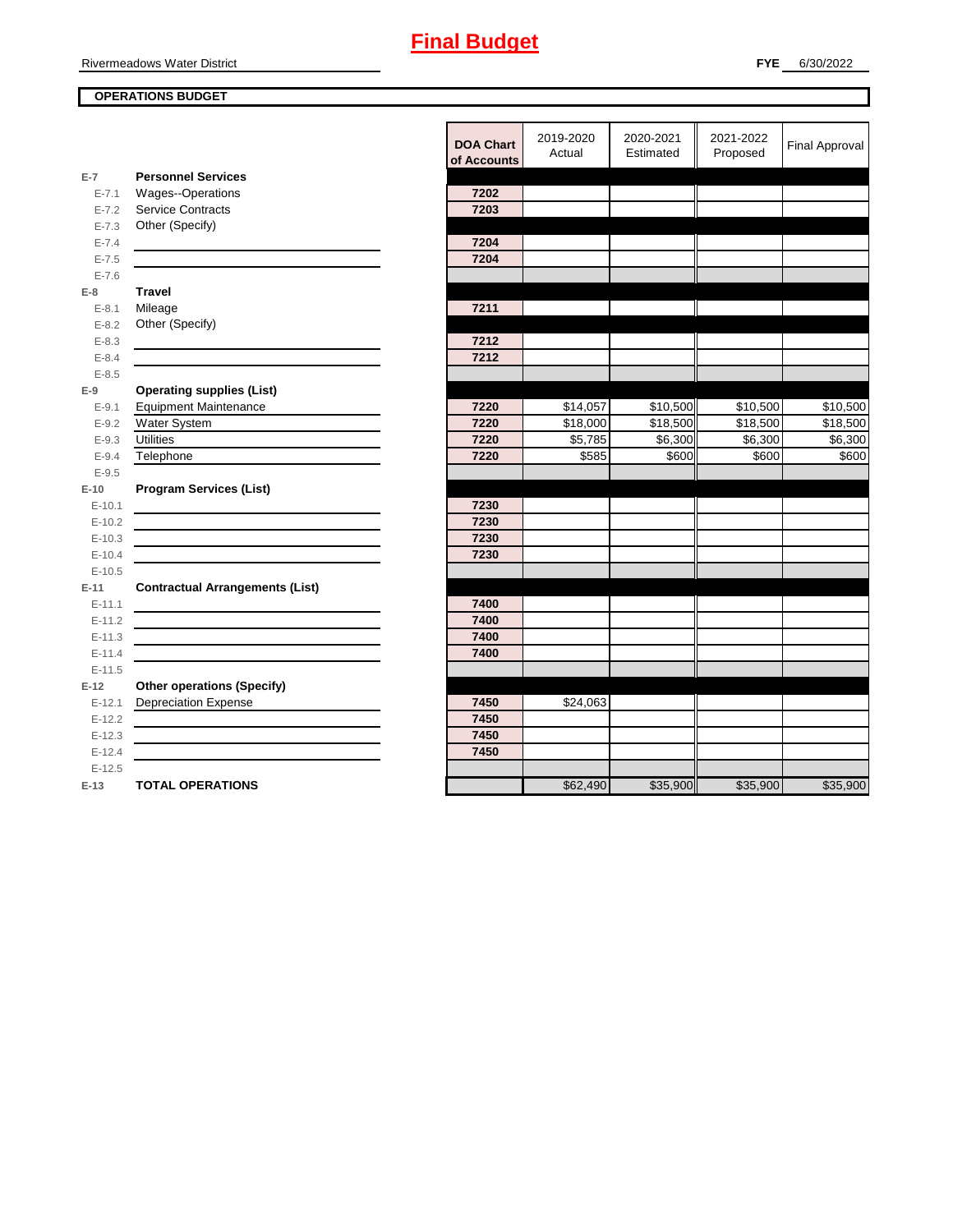# Final Budget

Rivermeadows Water District

**FYE** 6/30/2022

**OPERATIONS BUDGET**

| | | DOA Chart of Accounts | 2019-2020 Actual | 2020-2021 Estimated | 2021-2022 Proposed | Final Approval |
|---|---|---|---|---|---|---|
| E-7 | **Personnel Services** | | | | | |
| E-7.1 | Wages--Operations | 7202 | | | | |
| E-7.2 | Service Contracts | 7203 | | | | |
| E-7.3 | Other (Specify) | | | | | |
| E-7.4 | | 7204 | | | | |
| E-7.5 | | 7204 | | | | |
| E-7.6 | | | | | | |
| E-8 | **Travel** | | | | | |
| E-8.1 | Mileage | 7211 | | | | |
| E-8.2 | Other (Specify) | | | | | |
| E-8.3 | | 7212 | | | | |
| E-8.4 | | 7212 | | | | |
| E-8.5 | | | | | | |
| E-9 | **Operating supplies (List)** | | | | | |
| E-9.1 | Equipment Maintenance | 7220 | $14,057 | $10,500 | $10,500 | $10,500 |
| E-9.2 | Water System | 7220 | $18,000 | $18,500 | $18,500 | $18,500 |
| E-9.3 | Utilities | 7220 | $5,785 | $6,300 | $6,300 | $6,300 |
| E-9.4 | Telephone | 7220 | $585 | $600 | $600 | $600 |
| E-9.5 | | | | | | |
| E-10 | **Program Services (List)** | | | | | |
| E-10.1 | | 7230 | | | | |
| E-10.2 | | 7230 | | | | |
| E-10.3 | | 7230 | | | | |
| E-10.4 | | 7230 | | | | |
| E-10.5 | | | | | | |
| E-11 | **Contractual Arrangements (List)** | | | | | |
| E-11.1 | | 7400 | | | | |
| E-11.2 | | 7400 | | | | |
| E-11.3 | | 7400 | | | | |
| E-11.4 | | 7400 | | | | |
| E-11.5 | | | | | | |
| E-12 | **Other operations (Specify)** | | | | | |
| E-12.1 | Depreciation Expense | 7450 | $24,063 | | | |
| E-12.2 | | 7450 | | | | |
| E-12.3 | | 7450 | | | | |
| E-12.4 | | 7450 | | | | |
| E-12.5 | | | | | | |
| E-13 | **TOTAL OPERATIONS** | | $62,490 | $35,900 | $35,900 | $35,900 |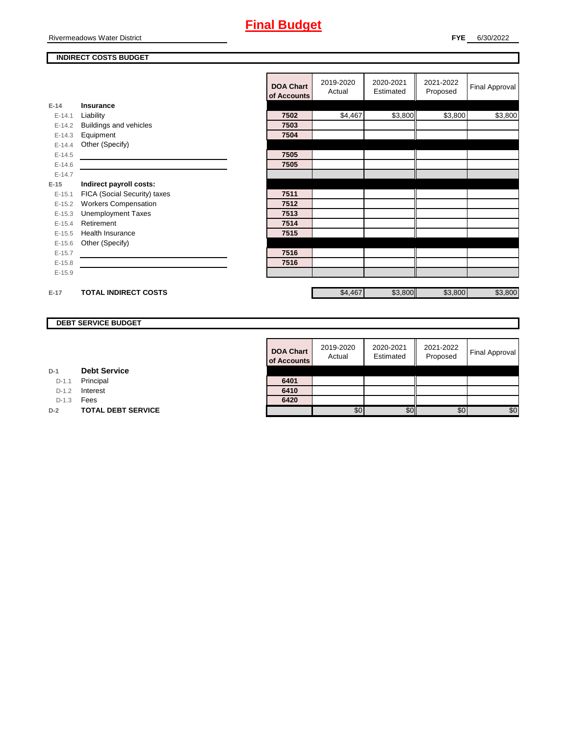# Final Budget

Rivermeadows Water District

**FYE** 6/30/2022

## INDIRECT COSTS BUDGET

| | | DOA Chart of Accounts | 2019-2020 Actual | 2020-2021 Estimated | 2021-2022 Proposed | Final Approval |
|---|---|---|---|---|---|---|
| E-14 | **Insurance** | | | | | |
| E-14.1 | Liability | 7502 | $4,467 | $3,800 | $3,800 | $3,800 |
| E-14.2 | Buildings and vehicles | 7503 | | | | |
| E-14.3 | Equipment | 7504 | | | | |
| E-14.4 | Other (Specify) | | | | | |
| E-14.5 | | 7505 | | | | |
| E-14.6 | | 7505 | | | | |
| E-14.7 | | | | | | |
| E-15 | **Indirect payroll costs:** | | | | | |
| E-15.1 | FICA (Social Security) taxes | 7511 | | | | |
| E-15.2 | Workers Compensation | 7512 | | | | |
| E-15.3 | Unemployment Taxes | 7513 | | | | |
| E-15.4 | Retirement | 7514 | | | | |
| E-15.5 | Health Insurance | 7515 | | | | |
| E-15.6 | Other (Specify) | | | | | |
| E-15.7 | | 7516 | | | | |
| E-15.8 | | 7516 | | | | |
| E-15.9 | | | | | | |
| E-17 | **TOTAL INDIRECT COSTS** | | $4,467 | $3,800 | $3,800 | $3,800 |

## DEBT SERVICE BUDGET

| | | DOA Chart of Accounts | 2019-2020 Actual | 2020-2021 Estimated | 2021-2022 Proposed | Final Approval |
|---|---|---|---|---|---|---|
| D-1 | **Debt Service** | | | | | |
| D-1.1 | Principal | 6401 | | | | |
| D-1.2 | Interest | 6410 | | | | |
| D-1.3 | Fees | 6420 | | | | |
| D-2 | **TOTAL DEBT SERVICE** | | $0 | $0 | $0 | $0 |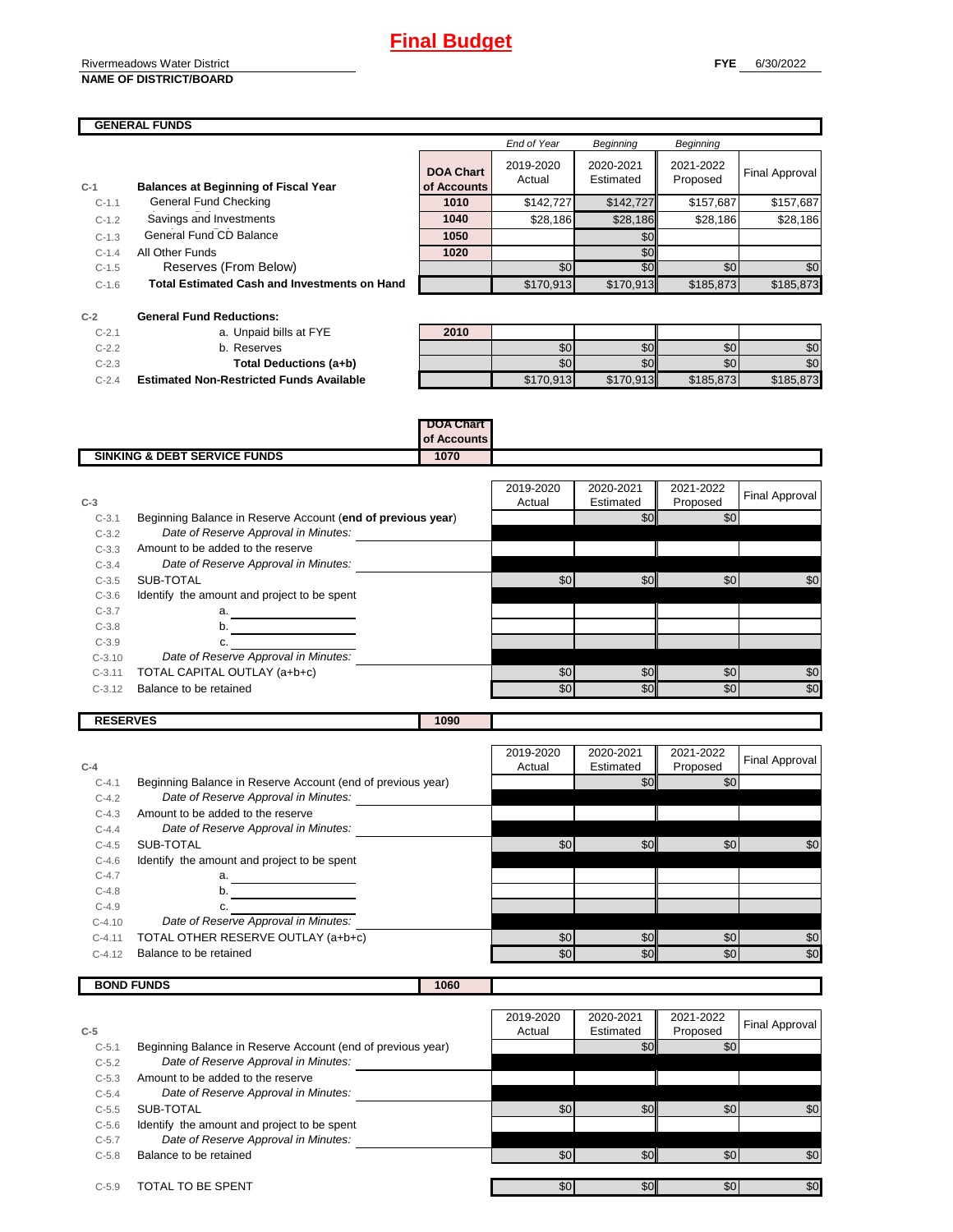# Final Budget

Rivermeadows Water District
**NAME OF DISTRICT/BOARD**

**FYE** 6/30/2022

## GENERAL FUNDS

| | | DOA Chart of Accounts | End of Year 2019-2020 Actual | Beginning 2020-2021 Estimated | Beginning 2021-2022 Proposed | Final Approval |
|---|---|---|---|---|---|---|
| **C-1** | **Balances at Beginning of Fiscal Year** | | | | | |
| C-1.1 | General Fund Checking | 1010 | $142,727 | $142,727 | $157,687 | $157,687 |
| C-1.2 | Savings and Investments | 1040 | $28,186 | $28,186 | $28,186 | $28,186 |
| C-1.3 | General Fund CD Balance | 1050 | | $0 | | |
| C-1.4 | All Other Funds | 1020 | | $0 | | |
| C-1.5 | Reserves (From Below) | | $0 | $0 | $0 | $0 |
| C-1.6 | **Total Estimated Cash and Investments on Hand** | | $170,913 | $170,913 | $185,873 | $185,873 |
| **C-2** | **General Fund Reductions:** | | | | | |
| C-2.1 | a. Unpaid bills at FYE | 2010 | | | | |
| C-2.2 | b. Reserves | | $0 | $0 | $0 | $0 |
| C-2.3 | **Total Deductions (a+b)** | | $0 | $0 | $0 | $0 |
| C-2.4 | **Estimated Non-Restricted Funds Available** | | $170,913 | $170,913 | $185,873 | $185,873 |

## SINKING & DEBT SERVICE FUNDS — DOA Chart of Accounts 1070

| **C-3** | | 2019-2020 Actual | 2020-2021 Estimated | 2021-2022 Proposed | Final Approval |
|---|---|---|---|---|---|
| C-3.1 | Beginning Balance in Reserve Account (**end of previous year**) | | $0 | $0 | |
| C-3.2 | *Date of Reserve Approval in Minutes:* | | | | |
| C-3.3 | Amount to be added to the reserve | | | | |
| C-3.4 | *Date of Reserve Approval in Minutes:* | | | | |
| C-3.5 | SUB-TOTAL | $0 | $0 | $0 | $0 |
| C-3.6 | Identify the amount and project to be spent | | | | |
| C-3.7 | a. | | | | |
| C-3.8 | b. | | | | |
| C-3.9 | c. | | | | |
| C-3.10 | *Date of Reserve Approval in Minutes:* | | | | |
| C-3.11 | TOTAL CAPITAL OUTLAY (a+b+c) | $0 | $0 | $0 | $0 |
| C-3.12 | Balance to be retained | $0 | $0 | $0 | $0 |

## RESERVES — 1090

| **C-4** | | 2019-2020 Actual | 2020-2021 Estimated | 2021-2022 Proposed | Final Approval |
|---|---|---|---|---|---|
| C-4.1 | Beginning Balance in Reserve Account (end of previous year) | | $0 | $0 | |
| C-4.2 | *Date of Reserve Approval in Minutes:* | | | | |
| C-4.3 | Amount to be added to the reserve | | | | |
| C-4.4 | *Date of Reserve Approval in Minutes:* | | | | |
| C-4.5 | SUB-TOTAL | $0 | $0 | $0 | $0 |
| C-4.6 | Identify the amount and project to be spent | | | | |
| C-4.7 | a. | | | | |
| C-4.8 | b. | | | | |
| C-4.9 | c. | | | | |
| C-4.10 | *Date of Reserve Approval in Minutes:* | | | | |
| C-4.11 | TOTAL OTHER RESERVE OUTLAY (a+b+c) | $0 | $0 | $0 | $0 |
| C-4.12 | Balance to be retained | $0 | $0 | $0 | $0 |

## BOND FUNDS — 1060

| **C-5** | | 2019-2020 Actual | 2020-2021 Estimated | 2021-2022 Proposed | Final Approval |
|---|---|---|---|---|---|
| C-5.1 | Beginning Balance in Reserve Account (end of previous year) | | $0 | $0 | |
| C-5.2 | *Date of Reserve Approval in Minutes:* | | | | |
| C-5.3 | Amount to be added to the reserve | | | | |
| C-5.4 | *Date of Reserve Approval in Minutes:* | | | | |
| C-5.5 | SUB-TOTAL | $0 | $0 | $0 | $0 |
| C-5.6 | Identify the amount and project to be spent | | | | |
| C-5.7 | *Date of Reserve Approval in Minutes:* | | | | |
| C-5.8 | Balance to be retained | $0 | $0 | $0 | $0 |
| C-5.9 | TOTAL TO BE SPENT | $0 | $0 | $0 | $0 |